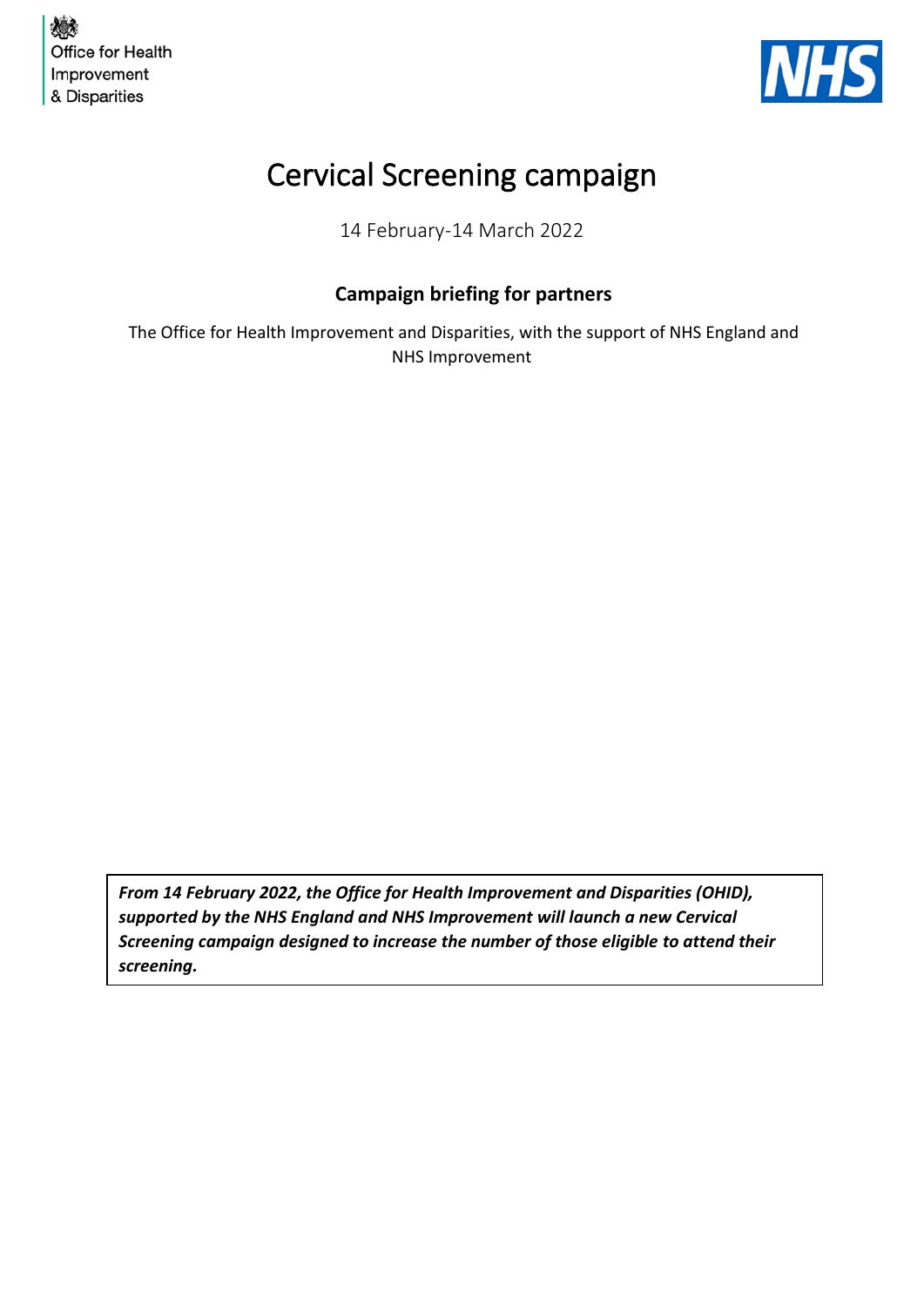Office for Health Improvement & Disparities

NHS

# Cervical Screening campaign

14 February-14 March 2022

**Campaign briefing for partners**

The Office for Health Improvement and Disparities, with the support of NHS England and NHS Improvement

***From 14 February 2022, the Office for Health Improvement and Disparities (OHID), supported by the NHS England and NHS Improvement will launch a new Cervical Screening campaign designed to increase the number of those eligible to attend their screening.***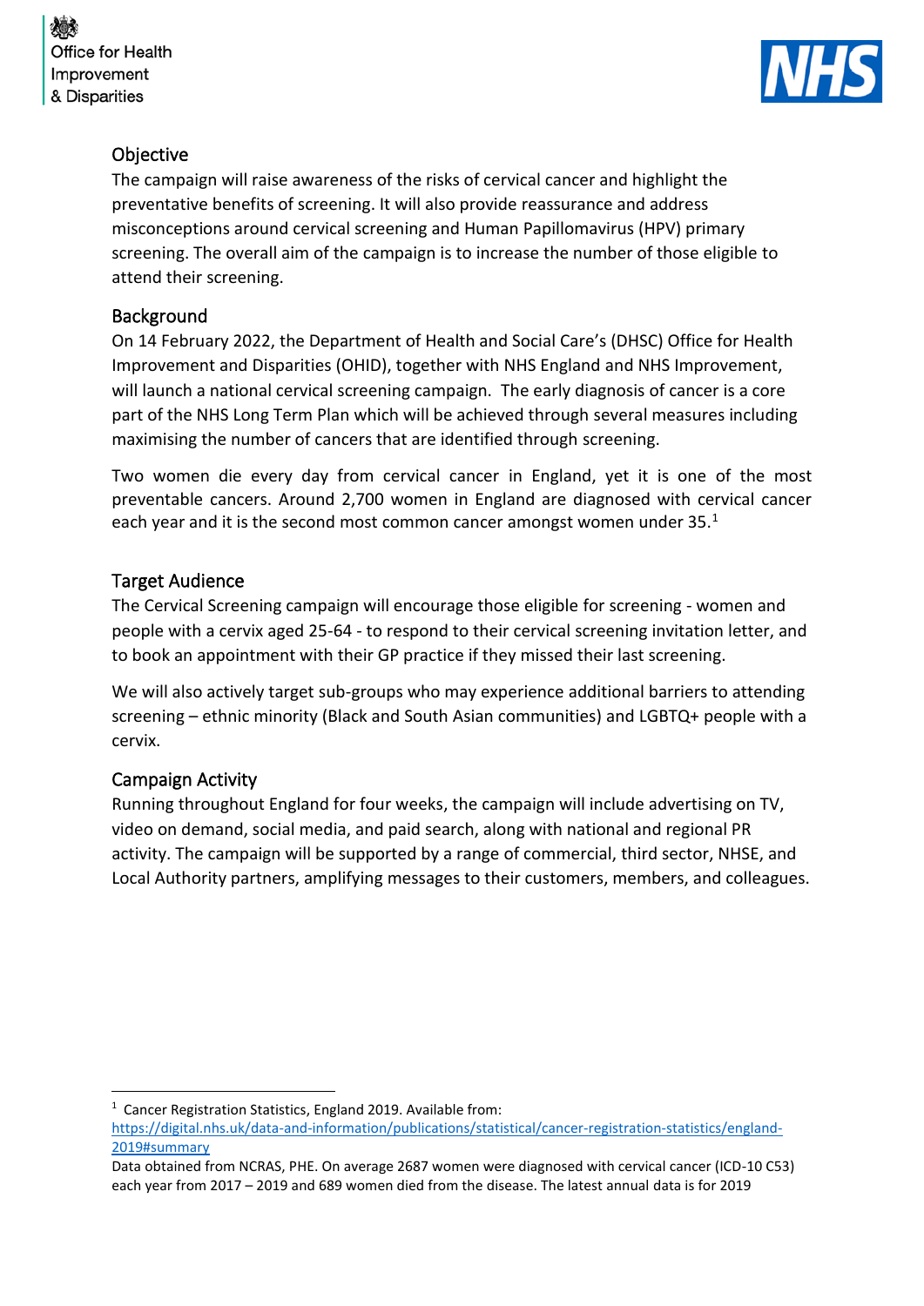## Objective

The campaign will raise awareness of the risks of cervical cancer and highlight the preventative benefits of screening. It will also provide reassurance and address misconceptions around cervical screening and Human Papillomavirus (HPV) primary screening. The overall aim of the campaign is to increase the number of those eligible to attend their screening.

## Background

On 14 February 2022, the Department of Health and Social Care's (DHSC) Office for Health Improvement and Disparities (OHID), together with NHS England and NHS Improvement, will launch a national cervical screening campaign. The early diagnosis of cancer is a core part of the NHS Long Term Plan which will be achieved through several measures including maximising the number of cancers that are identified through screening.

Two women die every day from cervical cancer in England, yet it is one of the most preventable cancers. Around 2,700 women in England are diagnosed with cervical cancer each year and it is the second most common cancer amongst women under 35.[1]

## Target Audience

The Cervical Screening campaign will encourage those eligible for screening - women and people with a cervix aged 25-64 - to respond to their cervical screening invitation letter, and to book an appointment with their GP practice if they missed their last screening.

We will also actively target sub-groups who may experience additional barriers to attending screening – ethnic minority (Black and South Asian communities) and LGBTQ+ people with a cervix.

## Campaign Activity

Running throughout England for four weeks, the campaign will include advertising on TV, video on demand, social media, and paid search, along with national and regional PR activity. The campaign will be supported by a range of commercial, third sector, NHSE, and Local Authority partners, amplifying messages to their customers, members, and colleagues.

---

[1] Cancer Registration Statistics, England 2019. Available from: https://digital.nhs.uk/data-and-information/publications/statistical/cancer-registration-statistics/england-2019#summary

Data obtained from NCRAS, PHE. On average 2687 women were diagnosed with cervical cancer (ICD-10 C53) each year from 2017 – 2019 and 689 women died from the disease. The latest annual data is for 2019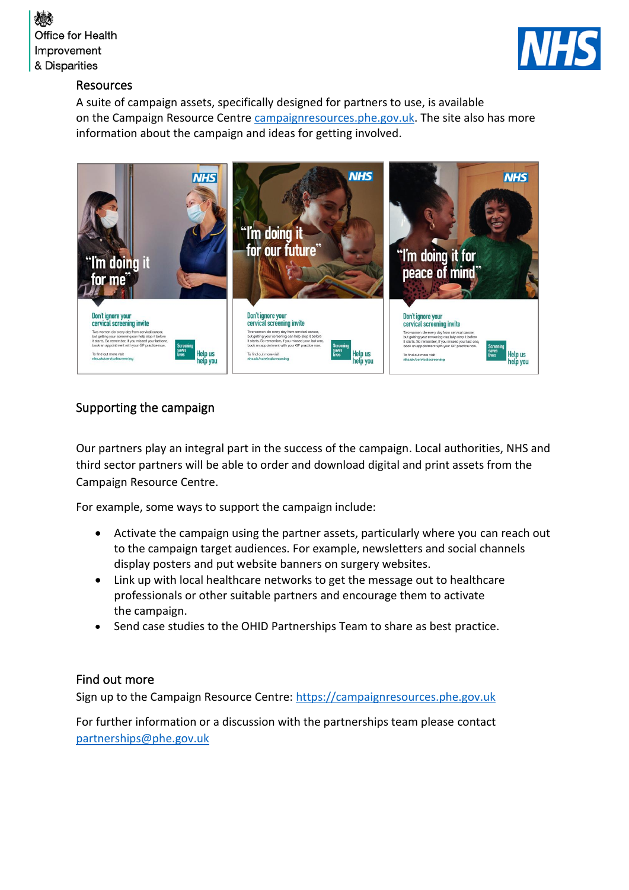## Resources

A suite of campaign assets, specifically designed for partners to use, is available on the Campaign Resource Centre [campaignresources.phe.gov.uk](campaignresources.phe.gov.uk). The site also has more information about the campaign and ideas for getting involved.

## Supporting the campaign

Our partners play an integral part in the success of the campaign. Local authorities, NHS and third sector partners will be able to order and download digital and print assets from the Campaign Resource Centre.

For example, some ways to support the campaign include:

- Activate the campaign using the partner assets, particularly where you can reach out to the campaign target audiences. For example, newsletters and social channels display posters and put website banners on surgery websites.
- Link up with local healthcare networks to get the message out to healthcare professionals or other suitable partners and encourage them to activate the campaign.
- Send case studies to the OHID Partnerships Team to share as best practice.

## Find out more

Sign up to the Campaign Resource Centre: [https://campaignresources.phe.gov.uk](https://campaignresources.phe.gov.uk)

For further information or a discussion with the partnerships team please contact [partnerships@phe.gov.uk](mailto:partnerships@phe.gov.uk)